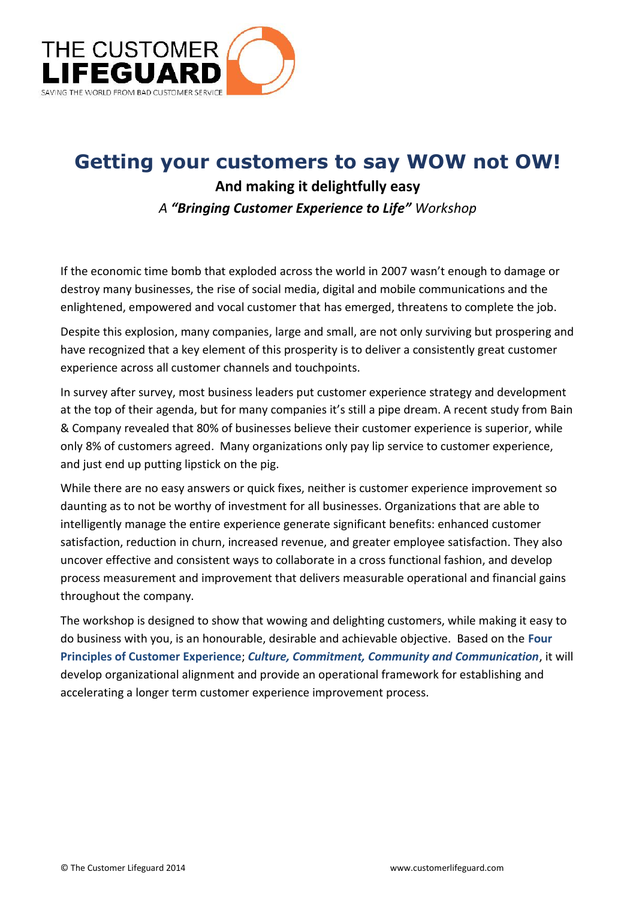THE CUSTOMER
**LIFEGUARD**
SAVING THE WORLD FROM BAD CUSTOMER SERVICE

# Getting your customers to say WOW not OW!

**And making it delightfully easy**

*A **"Bringing Customer Experience to Life"** Workshop*

If the economic time bomb that exploded across the world in 2007 wasn't enough to damage or destroy many businesses, the rise of social media, digital and mobile communications and the enlightened, empowered and vocal customer that has emerged, threatens to complete the job.

Despite this explosion, many companies, large and small, are not only surviving but prospering and have recognized that a key element of this prosperity is to deliver a consistently great customer experience across all customer channels and touchpoints.

In survey after survey, most business leaders put customer experience strategy and development at the top of their agenda, but for many companies it's still a pipe dream. A recent study from Bain & Company revealed that 80% of businesses believe their customer experience is superior, while only 8% of customers agreed. Many organizations only pay lip service to customer experience, and just end up putting lipstick on the pig.

While there are no easy answers or quick fixes, neither is customer experience improvement so daunting as to not be worthy of investment for all businesses. Organizations that are able to intelligently manage the entire experience generate significant benefits: enhanced customer satisfaction, reduction in churn, increased revenue, and greater employee satisfaction. They also uncover effective and consistent ways to collaborate in a cross functional fashion, and develop process measurement and improvement that delivers measurable operational and financial gains throughout the company.

The workshop is designed to show that wowing and delighting customers, while making it easy to do business with you, is an honourable, desirable and achievable objective. Based on the **Four Principles of Customer Experience**; ***Culture, Commitment, Community and Communication***, it will develop organizational alignment and provide an operational framework for establishing and accelerating a longer term customer experience improvement process.

© The Customer Lifeguard 2014 www.customerlifeguard.com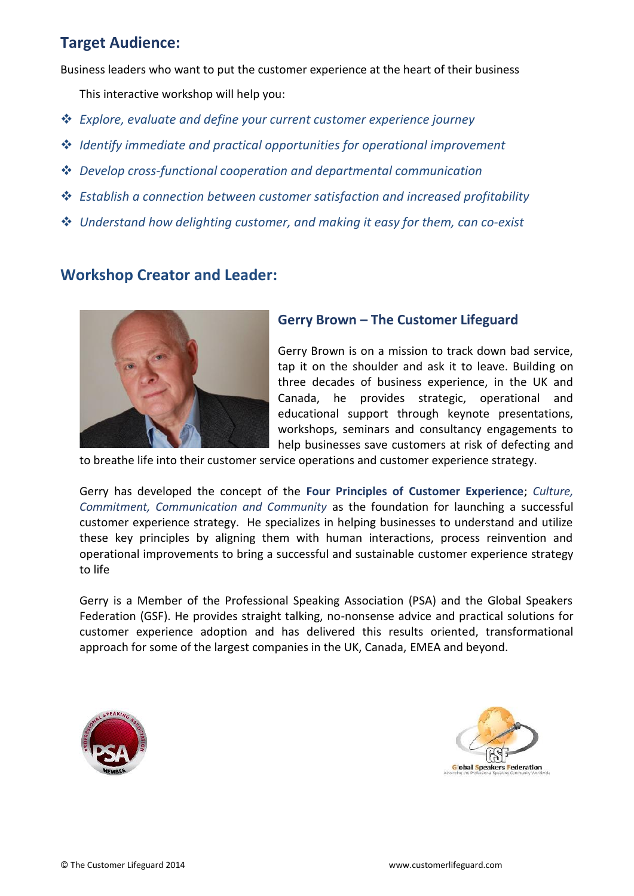## Target Audience:

Business leaders who want to put the customer experience at the heart of their business

This interactive workshop will help you:

- *Explore, evaluate and define your current customer experience journey*
- *Identify immediate and practical opportunities for operational improvement*
- *Develop cross-functional cooperation and departmental communication*
- *Establish a connection between customer satisfaction and increased profitability*
- *Understand how delighting customer, and making it easy for them, can co-exist*

## Workshop Creator and Leader:

### Gerry Brown – The Customer Lifeguard

Gerry Brown is on a mission to track down bad service, tap it on the shoulder and ask it to leave. Building on three decades of business experience, in the UK and Canada, he provides strategic, operational and educational support through keynote presentations, workshops, seminars and consultancy engagements to help businesses save customers at risk of defecting and to breathe life into their customer service operations and customer experience strategy.

Gerry has developed the concept of the **Four Principles of Customer Experience**; *Culture, Commitment, Communication and Community* as the foundation for launching a successful customer experience strategy. He specializes in helping businesses to understand and utilize these key principles by aligning them with human interactions, process reinvention and operational improvements to bring a successful and sustainable customer experience strategy to life

Gerry is a Member of the Professional Speaking Association (PSA) and the Global Speakers Federation (GSF). He provides straight talking, no-nonsense advice and practical solutions for customer experience adoption and has delivered this results oriented, transformational approach for some of the largest companies in the UK, Canada, EMEA and beyond.

© The Customer Lifeguard 2014

www.customerlifeguard.com